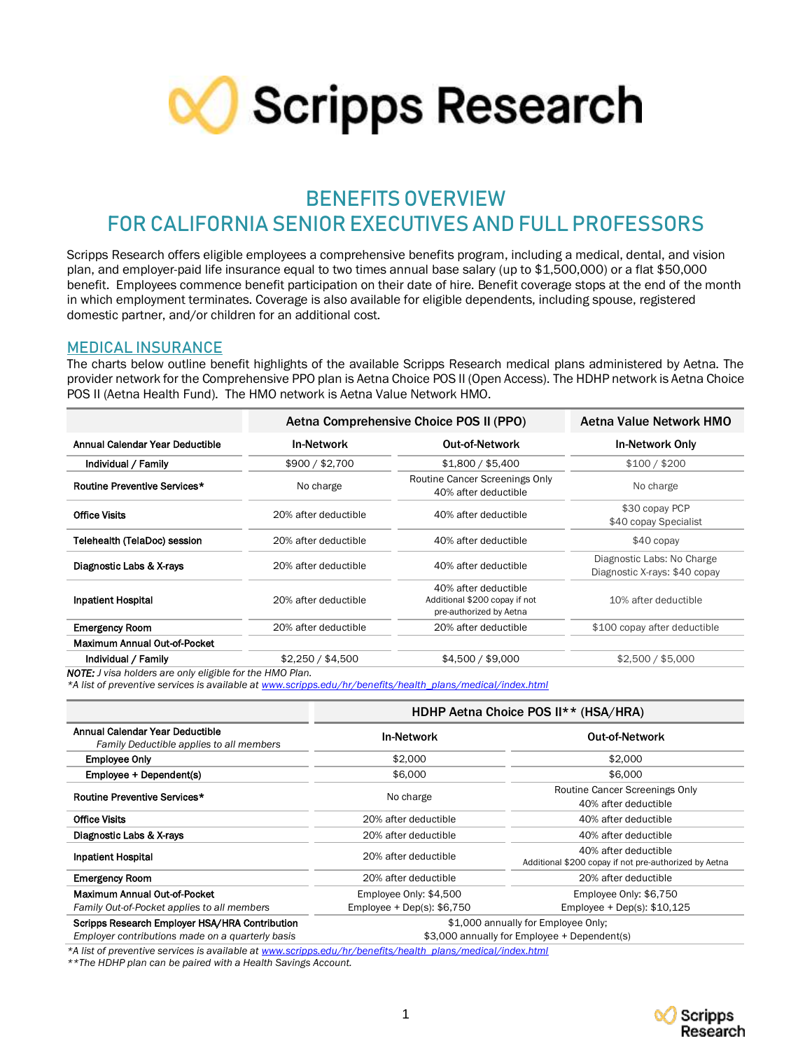# Scripps Research

## BENEFITS OVERVIEW
## FOR CALIFORNIA SENIOR EXECUTIVES AND FULL PROFESSORS

Scripps Research offers eligible employees a comprehensive benefits program, including a medical, dental, and vision plan, and employer-paid life insurance equal to two times annual base salary (up to $1,500,000) or a flat $50,000 benefit. Employees commence benefit participation on their date of hire. Benefit coverage stops at the end of the month in which employment terminates. Coverage is also available for eligible dependents, including spouse, registered domestic partner, and/or children for an additional cost.

### MEDICAL INSURANCE

The charts below outline benefit highlights of the available Scripps Research medical plans administered by Aetna. The provider network for the Comprehensive PPO plan is Aetna Choice POS II (Open Access). The HDHP network is Aetna Choice POS II (Aetna Health Fund). The HMO network is Aetna Value Network HMO.

| | Aetna Comprehensive Choice POS II (PPO) | | Aetna Value Network HMO |
|---|---|---|---|
| **Annual Calendar Year Deductible** | **In-Network** | **Out-of-Network** | **In-Network Only** |
| **Individual / Family** | $900 / $2,700 | $1,800 / $5,400 | $100 / $200 |
| **Routine Preventive Services*** | No charge | Routine Cancer Screenings Only<br>40% after deductible | No charge |
| **Office Visits** | 20% after deductible | 40% after deductible | $30 copay PCP<br>$40 copay Specialist |
| **Telehealth (TelaDoc) session** | 20% after deductible | 40% after deductible | $40 copay |
| **Diagnostic Labs & X-rays** | 20% after deductible | 40% after deductible | Diagnostic Labs: No Charge<br>Diagnostic X-rays: $40 copay |
| **Inpatient Hospital** | 20% after deductible | 40% after deductible<br>Additional $200 copay if not pre-authorized by Aetna | 10% after deductible |
| **Emergency Room** | 20% after deductible | 20% after deductible | $100 copay after deductible |
| **Maximum Annual Out-of-Pocket** | | | |
| **Individual / Family** | $2,250 / $4,500 | $4,500 / $9,000 | $2,500 / $5,000 |

***NOTE:*** *J visa holders are only eligible for the HMO Plan.*
*\*A list of preventive services is available at www.scripps.edu/hr/benefits/health_plans/medical/index.html*

| | HDHP Aetna Choice POS II** (HSA/HRA) | |
|---|---|---|
| **Annual Calendar Year Deductible**<br>*Family Deductible applies to all members* | **In-Network** | **Out-of-Network** |
| **Employee Only** | $2,000 | $2,000 |
| **Employee + Dependent(s)** | $6,000 | $6,000 |
| **Routine Preventive Services*** | No charge | Routine Cancer Screenings Only<br>40% after deductible |
| **Office Visits** | 20% after deductible | 40% after deductible |
| **Diagnostic Labs & X-rays** | 20% after deductible | 40% after deductible |
| **Inpatient Hospital** | 20% after deductible | 40% after deductible<br>Additional $200 copay if not pre-authorized by Aetna |
| **Emergency Room** | 20% after deductible | 20% after deductible |
| **Maximum Annual Out-of-Pocket**<br>*Family Out-of-Pocket applies to all members* | Employee Only: $4,500<br>Employee + Dep(s): $6,750 | Employee Only: $6,750<br>Employee + Dep(s): $10,125 |
| **Scripps Research Employer HSA/HRA Contribution**<br>*Employer contributions made on a quarterly basis* | $1,000 annually for Employee Only;<br>$3,000 annually for Employee + Dependent(s) | |

*\*A list of preventive services is available at www.scripps.edu/hr/benefits/health_plans/medical/index.html*
*\*\*The HDHP plan can be paired with a Health Savings Account.*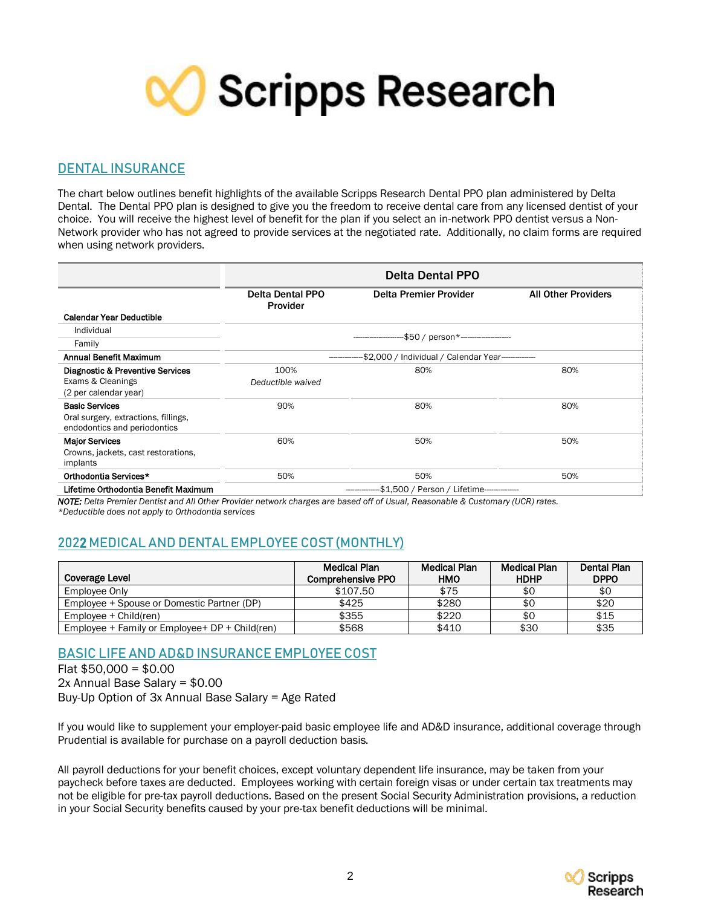## DENTAL INSURANCE

The chart below outlines benefit highlights of the available Scripps Research Dental PPO plan administered by Delta Dental. The Dental PPO plan is designed to give you the freedom to receive dental care from any licensed dentist of your choice. You will receive the highest level of benefit for the plan if you select an in-network PPO dentist versus a Non-Network provider who has not agreed to provide services at the negotiated rate. Additionally, no claim forms are required when using network providers.

| | Delta Dental PPO | | |
|---|---|---|---|
| | **Delta Dental PPO Provider** | **Delta Premier Provider** | **All Other Providers** |
| **Calendar Year Deductible** | | | |
| Individual | $50 / person* | | |
| Family | | | |
| **Annual Benefit Maximum** | $2,000 / Individual / Calendar Year | | |
| **Diagnostic & Preventive Services** Exams & Cleanings (2 per calendar year) | 100% *Deductible waived* | 80% | 80% |
| **Basic Services** Oral surgery, extractions, fillings, endodontics and periodontics | 90% | 80% | 80% |
| **Major Services** Crowns, jackets, cast restorations, implants | 60% | 50% | 50% |
| **Orthodontia Services*** | 50% | 50% | 50% |
| **Lifetime Orthodontia Benefit Maximum** | $1,500 / Person / Lifetime | | |

***NOTE:*** *Delta Premier Dentist and All Other Provider network charges are based off of Usual, Reasonable & Customary (UCR) rates.*
**Deductible does not apply to Orthodontia services*

## 2022 MEDICAL AND DENTAL EMPLOYEE COST (MONTHLY)

| Coverage Level | Medical Plan Comprehensive PPO | Medical Plan HMO | Medical Plan HDHP | Dental Plan DPPO |
|---|---|---|---|---|
| Employee Only | $107.50 | $75 | $0 | $0 |
| Employee + Spouse or Domestic Partner (DP) | $425 | $280 | $0 | $20 |
| Employee + Child(ren) | $355 | $220 | $0 | $15 |
| Employee + Family or Employee+ DP + Child(ren) | $568 | $410 | $30 | $35 |

## BASIC LIFE AND AD&D INSURANCE EMPLOYEE COST

Flat $50,000 = $0.00
2x Annual Base Salary = $0.00
Buy-Up Option of 3x Annual Base Salary = Age Rated

If you would like to supplement your employer-paid basic employee life and AD&D insurance, additional coverage through Prudential is available for purchase on a payroll deduction basis.

All payroll deductions for your benefit choices, except voluntary dependent life insurance, may be taken from your paycheck before taxes are deducted. Employees working with certain foreign visas or under certain tax treatments may not be eligible for pre-tax payroll deductions. Based on the present Social Security Administration provisions, a reduction in your Social Security benefits caused by your pre-tax benefit deductions will be minimal.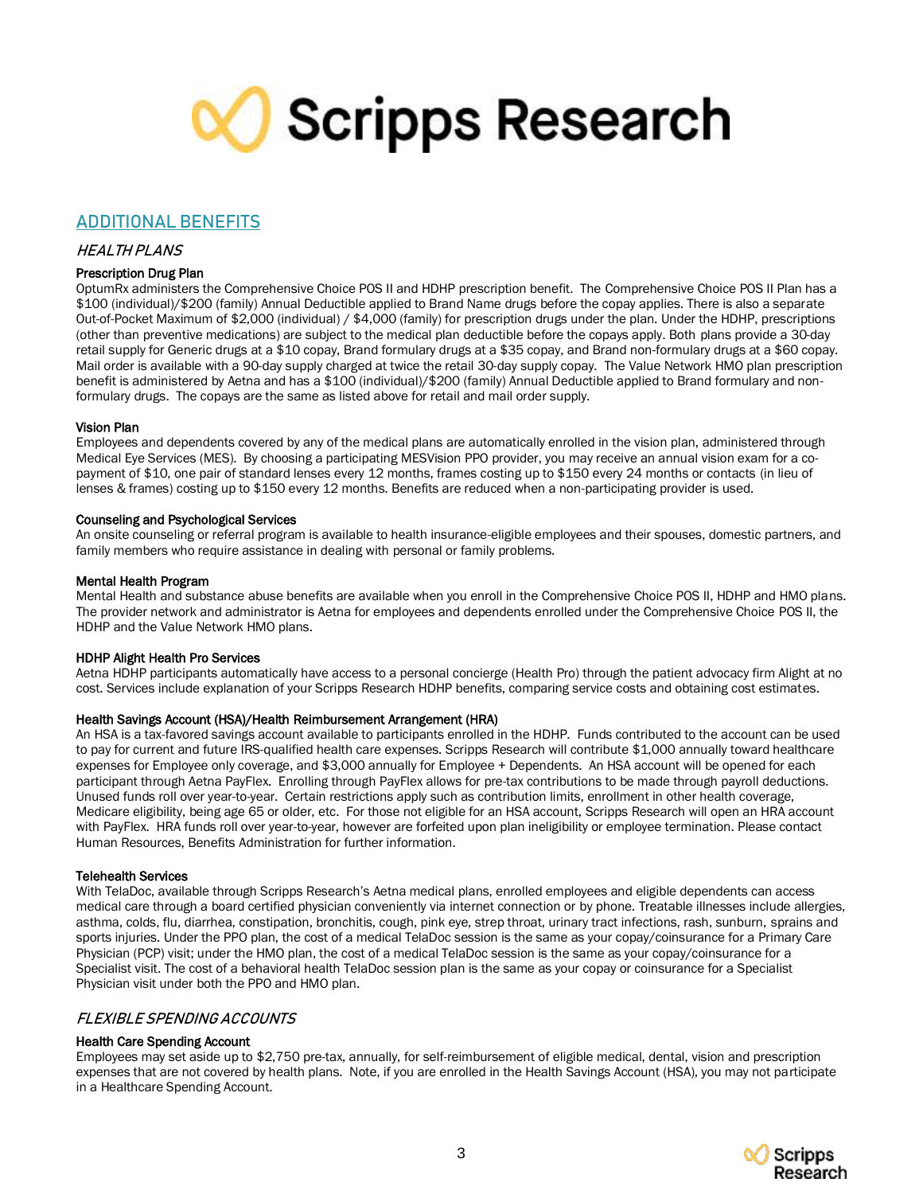## ADDITIONAL BENEFITS

### *HEALTH PLANS*

**Prescription Drug Plan**

OptumRx administers the Comprehensive Choice POS II and HDHP prescription benefit. The Comprehensive Choice POS II Plan has a $100 (individual)/$200 (family) Annual Deductible applied to Brand Name drugs before the copay applies. There is also a separate Out-of-Pocket Maximum of $2,000 (individual) / $4,000 (family) for prescription drugs under the plan. Under the HDHP, prescriptions (other than preventive medications) are subject to the medical plan deductible before the copays apply. Both plans provide a 30-day retail supply for Generic drugs at a $10 copay, Brand formulary drugs at a $35 copay, and Brand non-formulary drugs at a $60 copay. Mail order is available with a 90-day supply charged at twice the retail 30-day supply copay. The Value Network HMO plan prescription benefit is administered by Aetna and has a $100 (individual)/$200 (family) Annual Deductible applied to Brand formulary and non-formulary drugs. The copays are the same as listed above for retail and mail order supply.

**Vision Plan**

Employees and dependents covered by any of the medical plans are automatically enrolled in the vision plan, administered through Medical Eye Services (MES). By choosing a participating MESVision PPO provider, you may receive an annual vision exam for a co-payment of $10, one pair of standard lenses every 12 months, frames costing up to $150 every 24 months or contacts (in lieu of lenses & frames) costing up to $150 every 12 months. Benefits are reduced when a non-participating provider is used.

**Counseling and Psychological Services**

An onsite counseling or referral program is available to health insurance-eligible employees and their spouses, domestic partners, and family members who require assistance in dealing with personal or family problems.

**Mental Health Program**

Mental Health and substance abuse benefits are available when you enroll in the Comprehensive Choice POS II, HDHP and HMO plans. The provider network and administrator is Aetna for employees and dependents enrolled under the Comprehensive Choice POS II, the HDHP and the Value Network HMO plans.

**HDHP Alight Health Pro Services**

Aetna HDHP participants automatically have access to a personal concierge (Health Pro) through the patient advocacy firm Alight at no cost. Services include explanation of your Scripps Research HDHP benefits, comparing service costs and obtaining cost estimates.

**Health Savings Account (HSA)/Health Reimbursement Arrangement (HRA)**

An HSA is a tax-favored savings account available to participants enrolled in the HDHP. Funds contributed to the account can be used to pay for current and future IRS-qualified health care expenses. Scripps Research will contribute $1,000 annually toward healthcare expenses for Employee only coverage, and $3,000 annually for Employee + Dependents. An HSA account will be opened for each participant through Aetna PayFlex. Enrolling through PayFlex allows for pre-tax contributions to be made through payroll deductions. Unused funds roll over year-to-year. Certain restrictions apply such as contribution limits, enrollment in other health coverage, Medicare eligibility, being age 65 or older, etc. For those not eligible for an HSA account, Scripps Research will open an HRA account with PayFlex. HRA funds roll over year-to-year, however are forfeited upon plan ineligibility or employee termination. Please contact Human Resources, Benefits Administration for further information.

**Telehealth Services**

With TelaDoc, available through Scripps Research's Aetna medical plans, enrolled employees and eligible dependents can access medical care through a board certified physician conveniently via internet connection or by phone. Treatable illnesses include allergies, asthma, colds, flu, diarrhea, constipation, bronchitis, cough, pink eye, strep throat, urinary tract infections, rash, sunburn, sprains and sports injuries. Under the PPO plan, the cost of a medical TelaDoc session is the same as your copay/coinsurance for a Primary Care Physician (PCP) visit; under the HMO plan, the cost of a medical TelaDoc session is the same as your copay/coinsurance for a Specialist visit. The cost of a behavioral health TelaDoc session plan is the same as your copay or coinsurance for a Specialist Physician visit under both the PPO and HMO plan.

### *FLEXIBLE SPENDING ACCOUNTS*

**Health Care Spending Account**

Employees may set aside up to $2,750 pre-tax, annually, for self-reimbursement of eligible medical, dental, vision and prescription expenses that are not covered by health plans. Note, if you are enrolled in the Health Savings Account (HSA), you may not participate in a Healthcare Spending Account.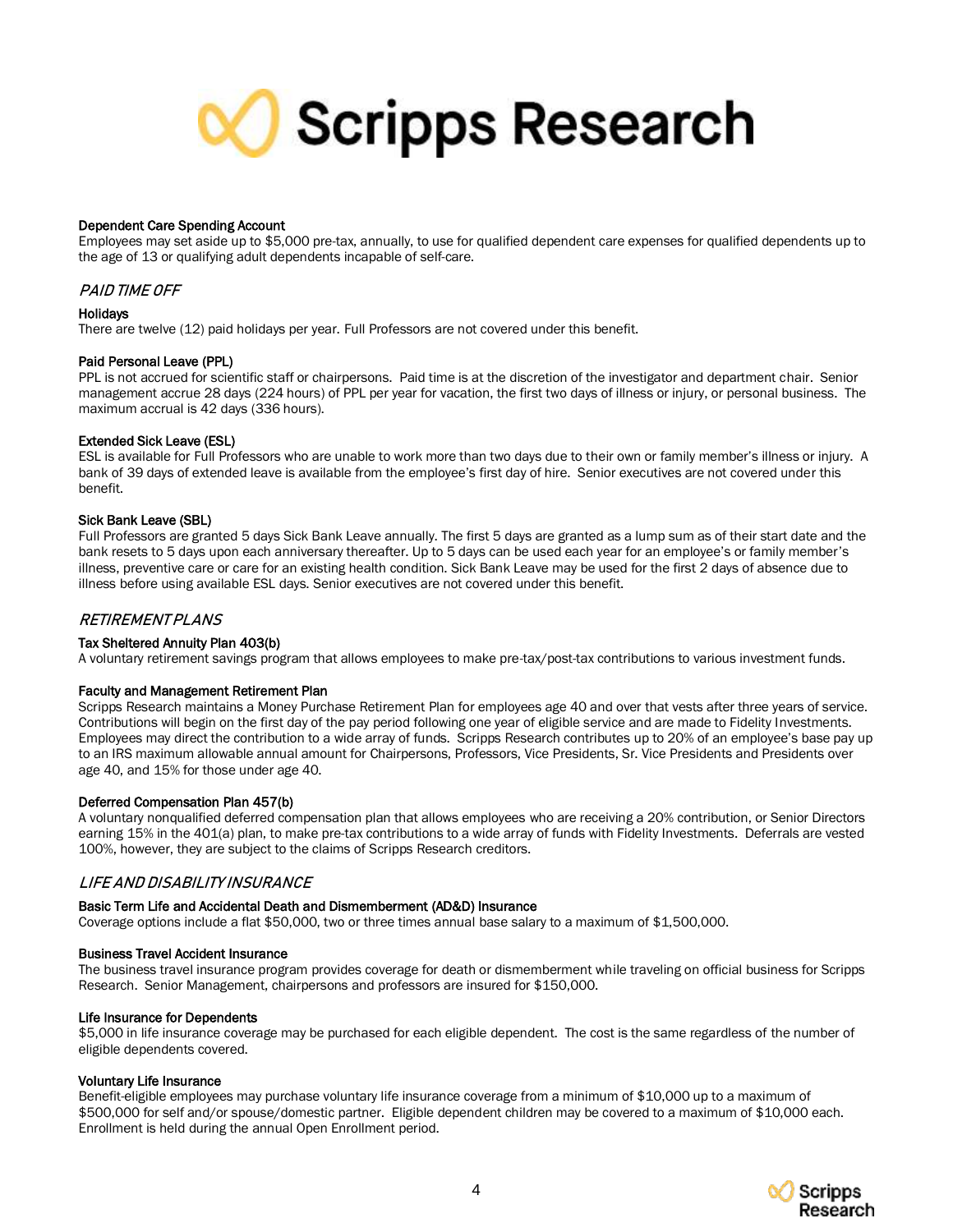### Dependent Care Spending Account

Employees may set aside up to $5,000 pre-tax, annually, to use for qualified dependent care expenses for qualified dependents up to the age of 13 or qualifying adult dependents incapable of self-care.

## *PAID TIME OFF*

### Holidays

There are twelve (12) paid holidays per year. Full Professors are not covered under this benefit.

### Paid Personal Leave (PPL)

PPL is not accrued for scientific staff or chairpersons. Paid time is at the discretion of the investigator and department chair. Senior management accrue 28 days (224 hours) of PPL per year for vacation, the first two days of illness or injury, or personal business. The maximum accrual is 42 days (336 hours).

### Extended Sick Leave (ESL)

ESL is available for Full Professors who are unable to work more than two days due to their own or family member's illness or injury. A bank of 39 days of extended leave is available from the employee's first day of hire. Senior executives are not covered under this benefit.

### Sick Bank Leave (SBL)

Full Professors are granted 5 days Sick Bank Leave annually. The first 5 days are granted as a lump sum as of their start date and the bank resets to 5 days upon each anniversary thereafter. Up to 5 days can be used each year for an employee's or family member's illness, preventive care or care for an existing health condition. Sick Bank Leave may be used for the first 2 days of absence due to illness before using available ESL days. Senior executives are not covered under this benefit.

## *RETIREMENT PLANS*

### Tax Sheltered Annuity Plan 403(b)

A voluntary retirement savings program that allows employees to make pre-tax/post-tax contributions to various investment funds.

### Faculty and Management Retirement Plan

Scripps Research maintains a Money Purchase Retirement Plan for employees age 40 and over that vests after three years of service. Contributions will begin on the first day of the pay period following one year of eligible service and are made to Fidelity Investments. Employees may direct the contribution to a wide array of funds. Scripps Research contributes up to 20% of an employee's base pay up to an IRS maximum allowable annual amount for Chairpersons, Professors, Vice Presidents, Sr. Vice Presidents and Presidents over age 40, and 15% for those under age 40.

### Deferred Compensation Plan 457(b)

A voluntary nonqualified deferred compensation plan that allows employees who are receiving a 20% contribution, or Senior Directors earning 15% in the 401(a) plan, to make pre-tax contributions to a wide array of funds with Fidelity Investments. Deferrals are vested 100%, however, they are subject to the claims of Scripps Research creditors.

## *LIFE AND DISABILITY INSURANCE*

### Basic Term Life and Accidental Death and Dismemberment (AD&D) Insurance

Coverage options include a flat $50,000, two or three times annual base salary to a maximum of $1,500,000.

### Business Travel Accident Insurance

The business travel insurance program provides coverage for death or dismemberment while traveling on official business for Scripps Research. Senior Management, chairpersons and professors are insured for $150,000.

### Life Insurance for Dependents

$5,000 in life insurance coverage may be purchased for each eligible dependent. The cost is the same regardless of the number of eligible dependents covered.

### Voluntary Life Insurance

Benefit-eligible employees may purchase voluntary life insurance coverage from a minimum of $10,000 up to a maximum of $500,000 for self and/or spouse/domestic partner. Eligible dependent children may be covered to a maximum of $10,000 each. Enrollment is held during the annual Open Enrollment period.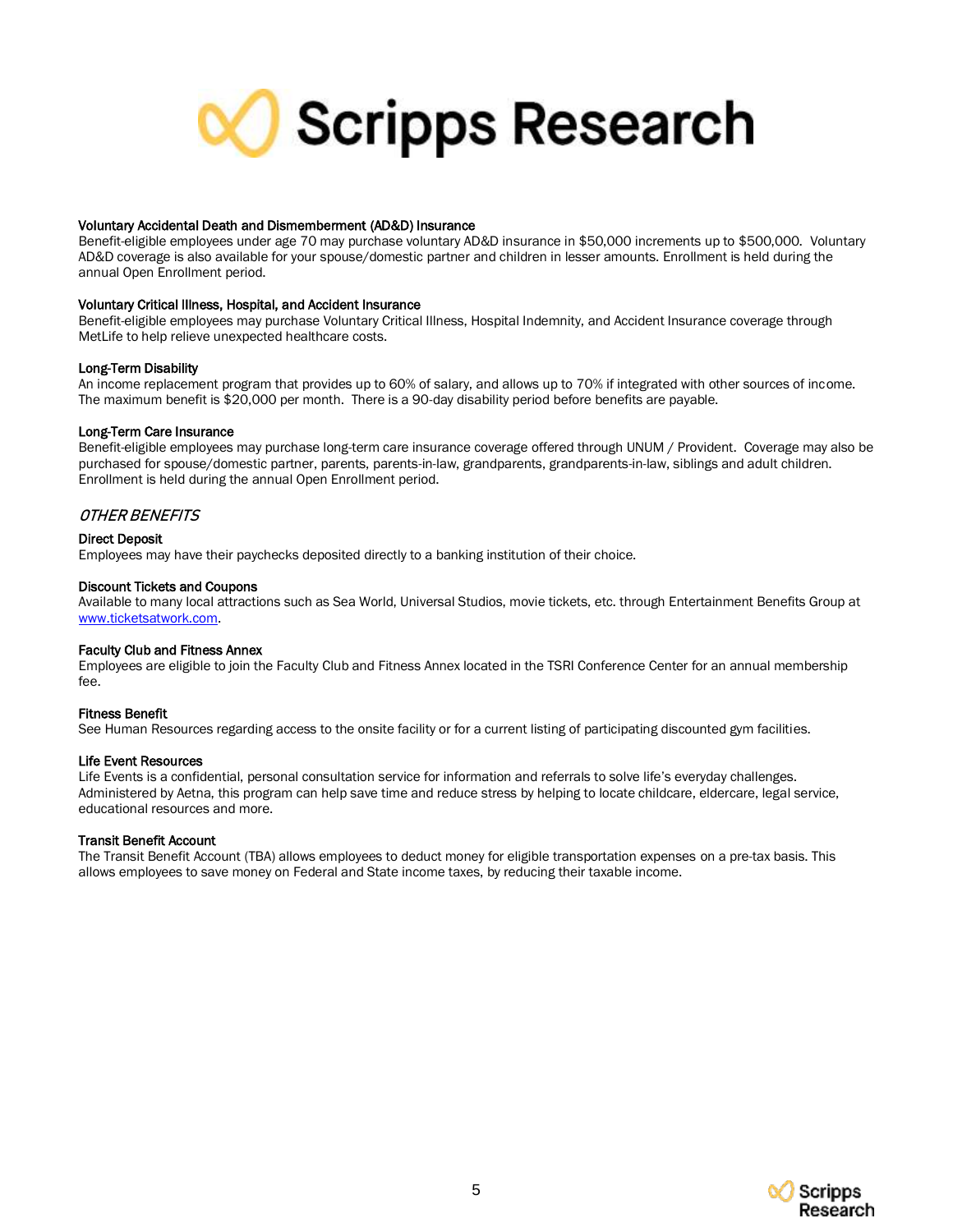**Voluntary Accidental Death and Dismemberment (AD&D) Insurance**
Benefit-eligible employees under age 70 may purchase voluntary AD&D insurance in $50,000 increments up to $500,000. Voluntary AD&D coverage is also available for your spouse/domestic partner and children in lesser amounts. Enrollment is held during the annual Open Enrollment period.

**Voluntary Critical Illness, Hospital, and Accident Insurance**
Benefit-eligible employees may purchase Voluntary Critical Illness, Hospital Indemnity, and Accident Insurance coverage through MetLife to help relieve unexpected healthcare costs.

**Long-Term Disability**
An income replacement program that provides up to 60% of salary, and allows up to 70% if integrated with other sources of income. The maximum benefit is $20,000 per month. There is a 90-day disability period before benefits are payable.

**Long-Term Care Insurance**
Benefit-eligible employees may purchase long-term care insurance coverage offered through UNUM / Provident. Coverage may also be purchased for spouse/domestic partner, parents, parents-in-law, grandparents, grandparents-in-law, siblings and adult children. Enrollment is held during the annual Open Enrollment period.

## *OTHER BENEFITS*

**Direct Deposit**
Employees may have their paychecks deposited directly to a banking institution of their choice.

**Discount Tickets and Coupons**
Available to many local attractions such as Sea World, Universal Studios, movie tickets, etc. through Entertainment Benefits Group at www.ticketsatwork.com.

**Faculty Club and Fitness Annex**
Employees are eligible to join the Faculty Club and Fitness Annex located in the TSRI Conference Center for an annual membership fee.

**Fitness Benefit**
See Human Resources regarding access to the onsite facility or for a current listing of participating discounted gym facilities.

**Life Event Resources**
Life Events is a confidential, personal consultation service for information and referrals to solve life's everyday challenges. Administered by Aetna, this program can help save time and reduce stress by helping to locate childcare, eldercare, legal service, educational resources and more.

**Transit Benefit Account**
The Transit Benefit Account (TBA) allows employees to deduct money for eligible transportation expenses on a pre-tax basis. This allows employees to save money on Federal and State income taxes, by reducing their taxable income.